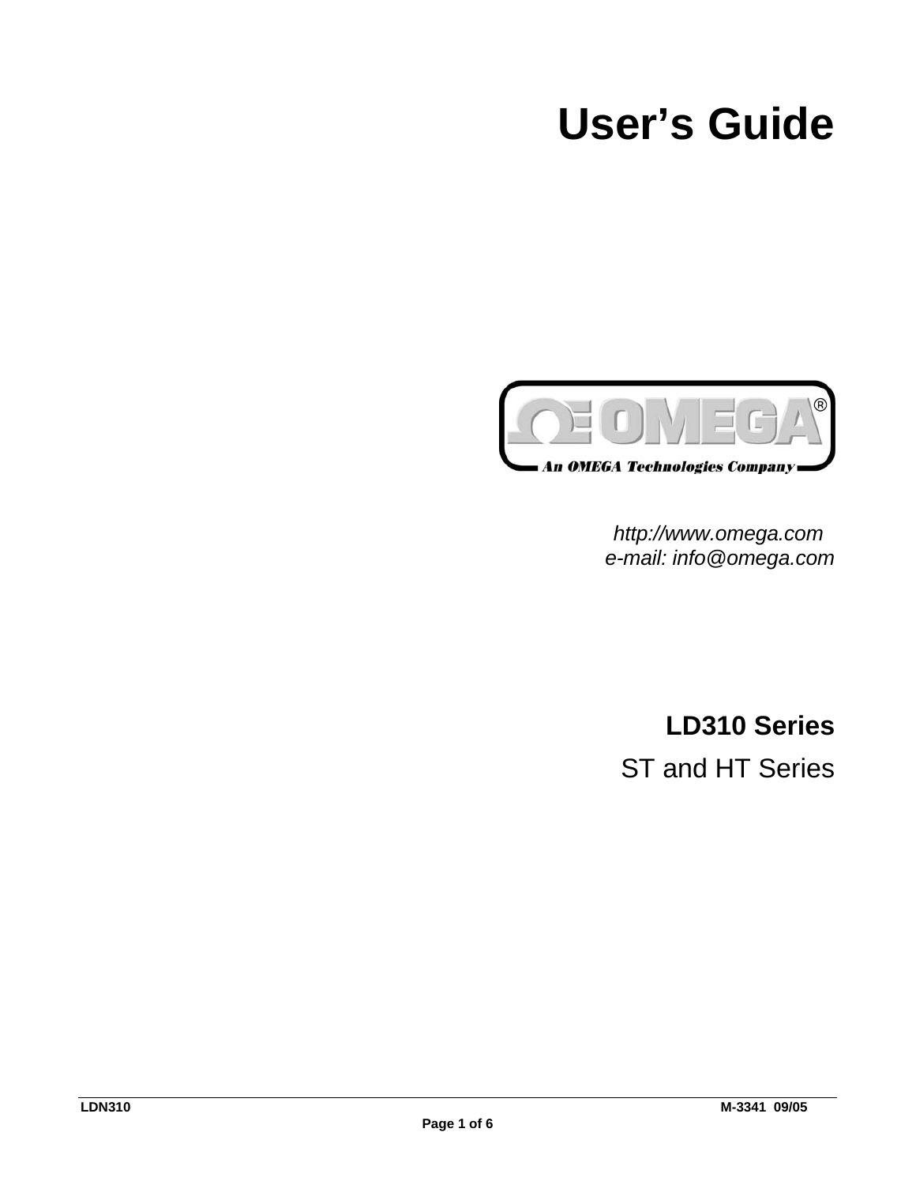# User's Guide

OMEGA®

An OMEGA Technologies Company

*http://www.omega.com*
*e-mail: info@omega.com*

**LD310 Series**

ST and HT Series

**LDN310** **M-3341 09/05**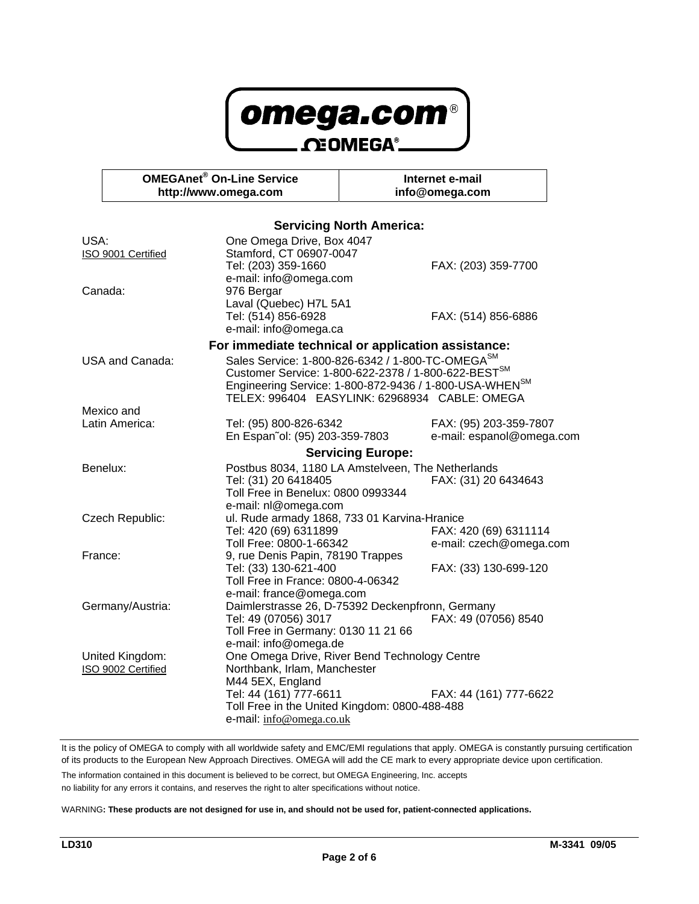| OMEGAnet® On-Line Service<br>http://www.omega.com | Internet e-mail<br>info@omega.com |
| --- | --- |

## Servicing North America:

| | | |
| --- | --- | --- |
| USA:<br>ISO 9001 Certified | One Omega Drive, Box 4047<br>Stamford, CT 06907-0047<br>Tel: (203) 359-1660<br>e-mail: info@omega.com | FAX: (203) 359-7700 |
| Canada: | 976 Bergar<br>Laval (Quebec) H7L 5A1<br>Tel: (514) 856-6928<br>e-mail: info@omega.ca | FAX: (514) 856-6886 |

## For immediate technical or application assistance:

| | | |
| --- | --- | --- |
| USA and Canada: | Sales Service: 1-800-826-6342 / 1-800-TC-OMEGA[SM]<br>Customer Service: 1-800-622-2378 / 1-800-622-BEST[SM]<br>Engineering Service: 1-800-872-9436 / 1-800-USA-WHEN[SM]<br>TELEX: 996404 EASYLINK: 62968934 CABLE: OMEGA | |
| Mexico and Latin America: | Tel: (95) 800-826-6342<br>En Español: (95) 203-359-7803 | FAX: (95) 203-359-7807<br>e-mail: espanol@omega.com |

## Servicing Europe:

| | | |
| --- | --- | --- |
| Benelux: | Postbus 8034, 1180 LA Amstelveen, The Netherlands<br>Tel: (31) 20 6418405<br>Toll Free in Benelux: 0800 0993344<br>e-mail: nl@omega.com | FAX: (31) 20 6434643 |
| Czech Republic: | ul. Rude armady 1868, 733 01 Karvina-Hranice<br>Tel: 420 (69) 6311899<br>Toll Free: 0800-1-66342 | FAX: 420 (69) 6311114<br>e-mail: czech@omega.com |
| France: | 9, rue Denis Papin, 78190 Trappes<br>Tel: (33) 130-621-400<br>Toll Free in France: 0800-4-06342<br>e-mail: france@omega.com | FAX: (33) 130-699-120 |
| Germany/Austria: | Daimlerstrasse 26, D-75392 Deckenpfronn, Germany<br>Tel: 49 (07056) 3017<br>Toll Free in Germany: 0130 11 21 66<br>e-mail: info@omega.de | FAX: 49 (07056) 8540 |
| United Kingdom:<br>ISO 9002 Certified | One Omega Drive, River Bend Technology Centre<br>Northbank, Irlam, Manchester<br>M44 5EX, England<br>Tel: 44 (161) 777-6611<br>Toll Free in the United Kingdom: 0800-488-488<br>e-mail: info@omega.co.uk | FAX: 44 (161) 777-6622 |

It is the policy of OMEGA to comply with all worldwide safety and EMC/EMI regulations that apply. OMEGA is constantly pursuing certification of its products to the European New Approach Directives. OMEGA will add the CE mark to every appropriate device upon certification.

The information contained in this document is believed to be correct, but OMEGA Engineering, Inc. accepts no liability for any errors it contains, and reserves the right to alter specifications without notice.

WARNING**: These products are not designed for use in, and should not be used for, patient-connected applications.**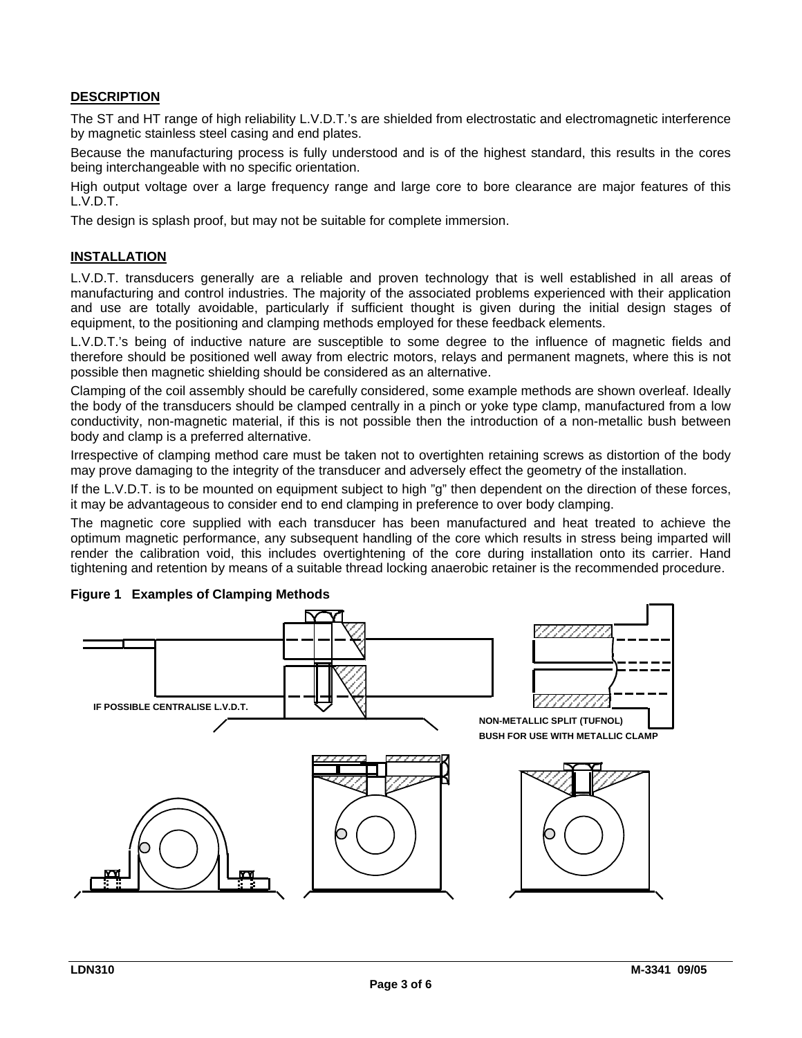## DESCRIPTION

The ST and HT range of high reliability L.V.D.T.'s are shielded from electrostatic and electromagnetic interference by magnetic stainless steel casing and end plates.

Because the manufacturing process is fully understood and is of the highest standard, this results in the cores being interchangeable with no specific orientation.

High output voltage over a large frequency range and large core to bore clearance are major features of this L.V.D.T.

The design is splash proof, but may not be suitable for complete immersion.

## INSTALLATION

L.V.D.T. transducers generally are a reliable and proven technology that is well established in all areas of manufacturing and control industries. The majority of the associated problems experienced with their application and use are totally avoidable, particularly if sufficient thought is given during the initial design stages of equipment, to the positioning and clamping methods employed for these feedback elements.

L.V.D.T.'s being of inductive nature are susceptible to some degree to the influence of magnetic fields and therefore should be positioned well away from electric motors, relays and permanent magnets, where this is not possible then magnetic shielding should be considered as an alternative.

Clamping of the coil assembly should be carefully considered, some example methods are shown overleaf. Ideally the body of the transducers should be clamped centrally in a pinch or yoke type clamp, manufactured from a low conductivity, non-magnetic material, if this is not possible then the introduction of a non-metallic bush between body and clamp is a preferred alternative.

Irrespective of clamping method care must be taken not to overtighten retaining screws as distortion of the body may prove damaging to the integrity of the transducer and adversely effect the geometry of the installation.

If the L.V.D.T. is to be mounted on equipment subject to high "g" then dependent on the direction of these forces, it may be advantageous to consider end to end clamping in preference to over body clamping.

The magnetic core supplied with each transducer has been manufactured and heat treated to achieve the optimum magnetic performance, any subsequent handling of the core which results in stress being imparted will render the calibration void, this includes overtightening of the core during installation onto its carrier. Hand tightening and retention by means of a suitable thread locking anaerobic retainer is the recommended procedure.

**Figure 1 Examples of Clamping Methods**

IF POSSIBLE CENTRALISE L.V.D.T.

NON-METALLIC SPLIT (TUFNOL) BUSH FOR USE WITH METALLIC CLAMP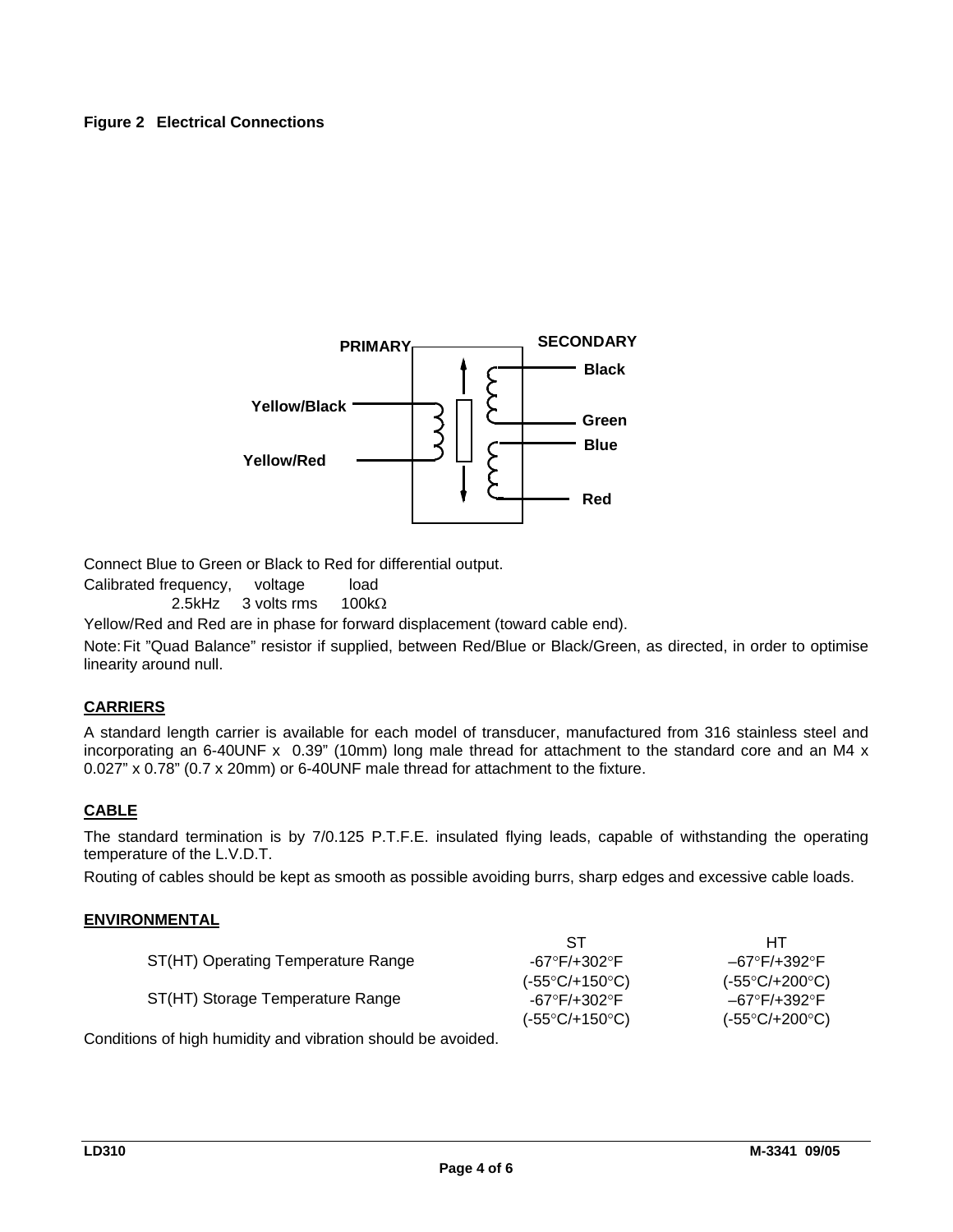**Figure 2   Electrical Connections**

PRIMARY

SECONDARY

Yellow/Black

Yellow/Red

Black

Green

Blue

Red

Connect Blue to Green or Black to Red for differential output.

| Calibrated frequency, | voltage | load |
|---|---|---|
| 2.5kHz | 3 volts rms | 100kΩ |

Yellow/Red and Red are in phase for forward displacement (toward cable end).

Note: Fit "Quad Balance" resistor if supplied, between Red/Blue or Black/Green, as directed, in order to optimise linearity around null.

## CARRIERS

A standard length carrier is available for each model of transducer, manufactured from 316 stainless steel and incorporating an 6-40UNF x 0.39" (10mm) long male thread for attachment to the standard core and an M4 x 0.027" x 0.78" (0.7 x 20mm) or 6-40UNF male thread for attachment to the fixture.

## CABLE

The standard termination is by 7/0.125 P.T.F.E. insulated flying leads, capable of withstanding the operating temperature of the L.V.D.T.

Routing of cables should be kept as smooth as possible avoiding burrs, sharp edges and excessive cable loads.

## ENVIRONMENTAL

| | ST | HT |
|---|---|---|
| ST(HT) Operating Temperature Range | -67°F/+302°F (-55°C/+150°C) | –67°F/+392°F (-55°C/+200°C) |
| ST(HT) Storage Temperature Range | -67°F/+302°F (-55°C/+150°C) | –67°F/+392°F (-55°C/+200°C) |

Conditions of high humidity and vibration should be avoided.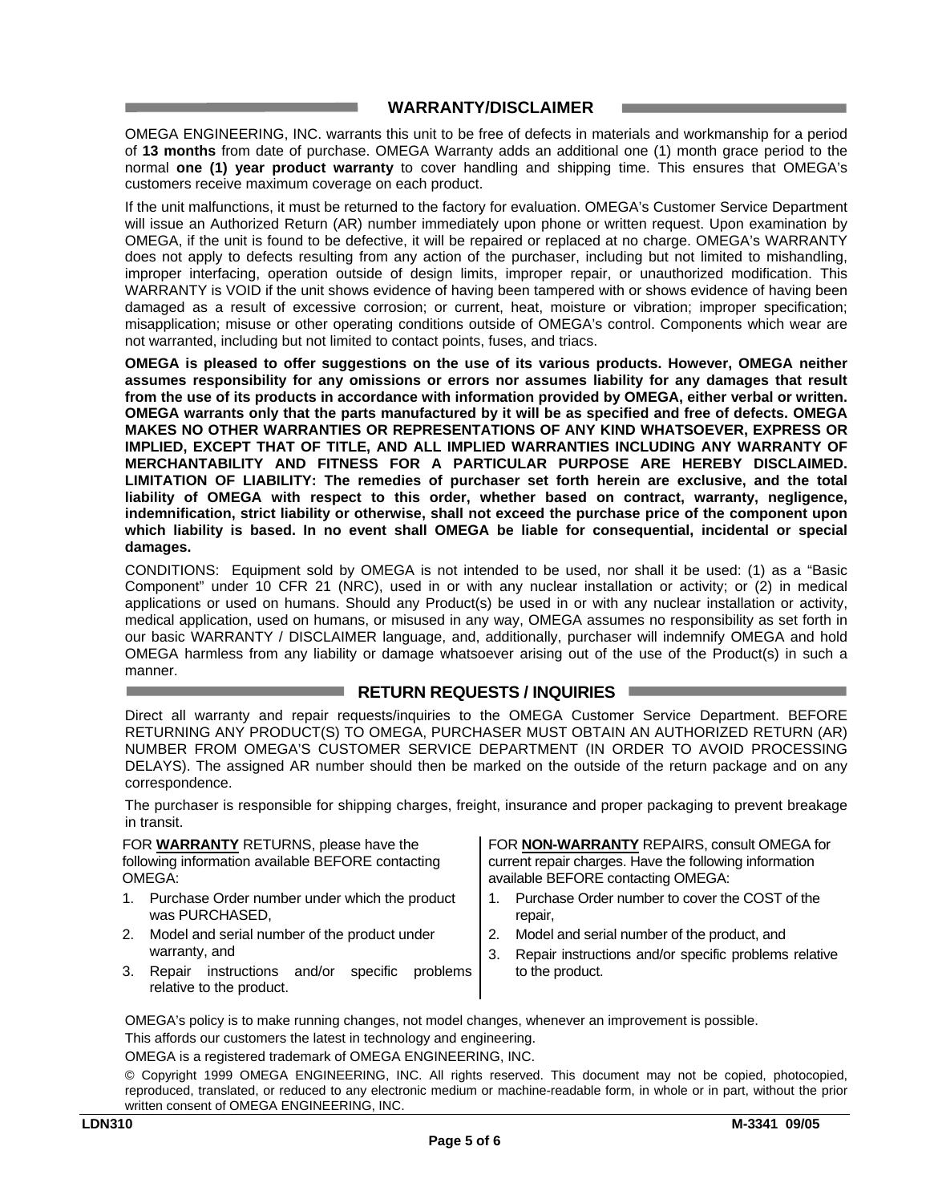## WARRANTY/DISCLAIMER

OMEGA ENGINEERING, INC. warrants this unit to be free of defects in materials and workmanship for a period of **13 months** from date of purchase. OMEGA Warranty adds an additional one (1) month grace period to the normal **one (1) year product warranty** to cover handling and shipping time. This ensures that OMEGA's customers receive maximum coverage on each product.

If the unit malfunctions, it must be returned to the factory for evaluation. OMEGA's Customer Service Department will issue an Authorized Return (AR) number immediately upon phone or written request. Upon examination by OMEGA, if the unit is found to be defective, it will be repaired or replaced at no charge. OMEGA's WARRANTY does not apply to defects resulting from any action of the purchaser, including but not limited to mishandling, improper interfacing, operation outside of design limits, improper repair, or unauthorized modification. This WARRANTY is VOID if the unit shows evidence of having been tampered with or shows evidence of having been damaged as a result of excessive corrosion; or current, heat, moisture or vibration; improper specification; misapplication; misuse or other operating conditions outside of OMEGA's control. Components which wear are not warranted, including but not limited to contact points, fuses, and triacs.

**OMEGA is pleased to offer suggestions on the use of its various products. However, OMEGA neither assumes responsibility for any omissions or errors nor assumes liability for any damages that result from the use of its products in accordance with information provided by OMEGA, either verbal or written. OMEGA warrants only that the parts manufactured by it will be as specified and free of defects. OMEGA MAKES NO OTHER WARRANTIES OR REPRESENTATIONS OF ANY KIND WHATSOEVER, EXPRESS OR IMPLIED, EXCEPT THAT OF TITLE, AND ALL IMPLIED WARRANTIES INCLUDING ANY WARRANTY OF MERCHANTABILITY AND FITNESS FOR A PARTICULAR PURPOSE ARE HEREBY DISCLAIMED. LIMITATION OF LIABILITY: The remedies of purchaser set forth herein are exclusive, and the total liability of OMEGA with respect to this order, whether based on contract, warranty, negligence, indemnification, strict liability or otherwise, shall not exceed the purchase price of the component upon which liability is based. In no event shall OMEGA be liable for consequential, incidental or special damages.**

CONDITIONS: Equipment sold by OMEGA is not intended to be used, nor shall it be used: (1) as a "Basic Component" under 10 CFR 21 (NRC), used in or with any nuclear installation or activity; or (2) in medical applications or used on humans. Should any Product(s) be used in or with any nuclear installation or activity, medical application, used on humans, or misused in any way, OMEGA assumes no responsibility as set forth in our basic WARRANTY / DISCLAIMER language, and, additionally, purchaser will indemnify OMEGA and hold OMEGA harmless from any liability or damage whatsoever arising out of the use of the Product(s) in such a manner.

## RETURN REQUESTS / INQUIRIES

Direct all warranty and repair requests/inquiries to the OMEGA Customer Service Department. BEFORE RETURNING ANY PRODUCT(S) TO OMEGA, PURCHASER MUST OBTAIN AN AUTHORIZED RETURN (AR) NUMBER FROM OMEGA'S CUSTOMER SERVICE DEPARTMENT (IN ORDER TO AVOID PROCESSING DELAYS). The assigned AR number should then be marked on the outside of the return package and on any correspondence.

The purchaser is responsible for shipping charges, freight, insurance and proper packaging to prevent breakage in transit.

FOR **WARRANTY** RETURNS, please have the following information available BEFORE contacting OMEGA:

1. Purchase Order number under which the product was PURCHASED,
2. Model and serial number of the product under warranty, and
3. Repair instructions and/or specific problems relative to the product.

FOR **NON-WARRANTY** REPAIRS, consult OMEGA for current repair charges. Have the following information available BEFORE contacting OMEGA:

1. Purchase Order number to cover the COST of the repair,
2. Model and serial number of the product, and
3. Repair instructions and/or specific problems relative to the product.

OMEGA's policy is to make running changes, not model changes, whenever an improvement is possible.

This affords our customers the latest in technology and engineering.

OMEGA is a registered trademark of OMEGA ENGINEERING, INC.

© Copyright 1999 OMEGA ENGINEERING, INC. All rights reserved. This document may not be copied, photocopied, reproduced, translated, or reduced to any electronic medium or machine-readable form, in whole or in part, without the prior written consent of OMEGA ENGINEERING, INC.

LDN310 M-3341 09/05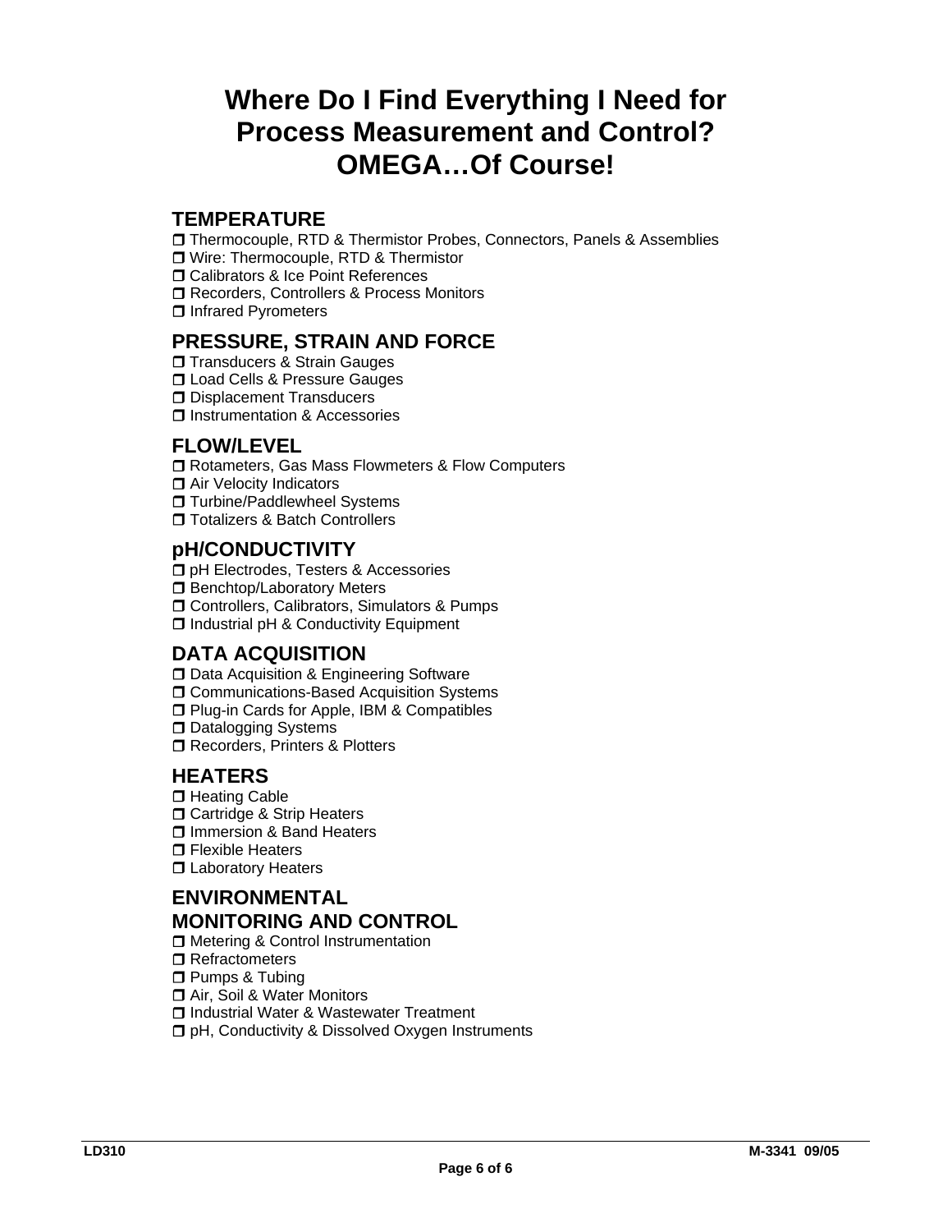# Where Do I Find Everything I Need for Process Measurement and Control? OMEGA…Of Course!

## TEMPERATURE

- Thermocouple, RTD & Thermistor Probes, Connectors, Panels & Assemblies
- Wire: Thermocouple, RTD & Thermistor
- Calibrators & Ice Point References
- Recorders, Controllers & Process Monitors
- Infrared Pyrometers

## PRESSURE, STRAIN AND FORCE

- Transducers & Strain Gauges
- Load Cells & Pressure Gauges
- Displacement Transducers
- Instrumentation & Accessories

## FLOW/LEVEL

- Rotameters, Gas Mass Flowmeters & Flow Computers
- Air Velocity Indicators
- Turbine/Paddlewheel Systems
- Totalizers & Batch Controllers

## pH/CONDUCTIVITY

- pH Electrodes, Testers & Accessories
- Benchtop/Laboratory Meters
- Controllers, Calibrators, Simulators & Pumps
- Industrial pH & Conductivity Equipment

## DATA ACQUISITION

- Data Acquisition & Engineering Software
- Communications-Based Acquisition Systems
- Plug-in Cards for Apple, IBM & Compatibles
- Datalogging Systems
- Recorders, Printers & Plotters

## HEATERS

- Heating Cable
- Cartridge & Strip Heaters
- Immersion & Band Heaters
- Flexible Heaters
- Laboratory Heaters

## ENVIRONMENTAL MONITORING AND CONTROL

- Metering & Control Instrumentation
- Refractometers
- Pumps & Tubing
- Air, Soil & Water Monitors
- Industrial Water & Wastewater Treatment
- pH, Conductivity & Dissolved Oxygen Instruments

LD310 M-3341 09/05